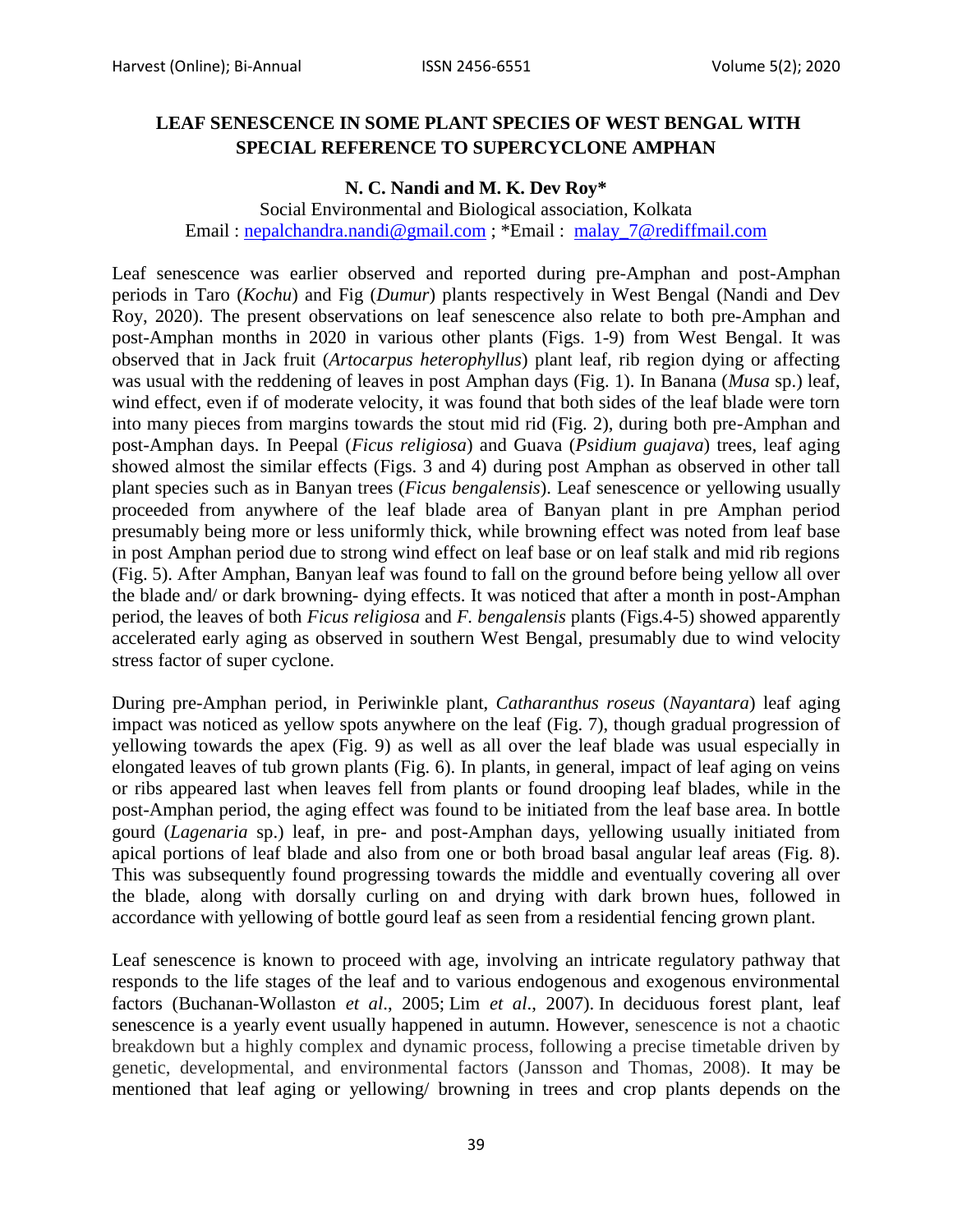# LEAF SENESCENCE IN SOME PLANT SPECIES OF WEST BENGAL WITH SPECIAL REFERENCE TO SUPERCYCLONE AMPHAN

**N. C. Nandi and M. K. Dev Roy***

Social Environmental and Biological association, Kolkata

Email : nepalchandra.nandi@gmail.com ; *Email : malay_7@rediffmail.com

Leaf senescence was earlier observed and reported during pre-Amphan and post-Amphan periods in Taro (*Kochu*) and Fig (*Dumur*) plants respectively in West Bengal (Nandi and Dev Roy, 2020). The present observations on leaf senescence also relate to both pre-Amphan and post-Amphan months in 2020 in various other plants (Figs. 1-9) from West Bengal. It was observed that in Jack fruit (*Artocarpus heterophyllus*) plant leaf, rib region dying or affecting was usual with the reddening of leaves in post Amphan days (Fig. 1). In Banana (*Musa* sp.) leaf, wind effect, even if of moderate velocity, it was found that both sides of the leaf blade were torn into many pieces from margins towards the stout mid rid (Fig. 2), during both pre-Amphan and post-Amphan days. In Peepal (*Ficus religiosa*) and Guava (*Psidium guajava*) trees, leaf aging showed almost the similar effects (Figs. 3 and 4) during post Amphan as observed in other tall plant species such as in Banyan trees (*Ficus bengalensis*). Leaf senescence or yellowing usually proceeded from anywhere of the leaf blade area of Banyan plant in pre Amphan period presumably being more or less uniformly thick, while browning effect was noted from leaf base in post Amphan period due to strong wind effect on leaf base or on leaf stalk and mid rib regions (Fig. 5). After Amphan, Banyan leaf was found to fall on the ground before being yellow all over the blade and/ or dark browning- dying effects. It was noticed that after a month in post-Amphan period, the leaves of both *Ficus religiosa* and *F. bengalensis* plants (Figs.4-5) showed apparently accelerated early aging as observed in southern West Bengal, presumably due to wind velocity stress factor of super cyclone.

During pre-Amphan period, in Periwinkle plant, *Catharanthus roseus* (*Nayantara*) leaf aging impact was noticed as yellow spots anywhere on the leaf (Fig. 7), though gradual progression of yellowing towards the apex (Fig. 9) as well as all over the leaf blade was usual especially in elongated leaves of tub grown plants (Fig. 6). In plants, in general, impact of leaf aging on veins or ribs appeared last when leaves fell from plants or found drooping leaf blades, while in the post-Amphan period, the aging effect was found to be initiated from the leaf base area. In bottle gourd (*Lagenaria* sp.) leaf, in pre- and post-Amphan days, yellowing usually initiated from apical portions of leaf blade and also from one or both broad basal angular leaf areas (Fig. 8). This was subsequently found progressing towards the middle and eventually covering all over the blade, along with dorsally curling on and drying with dark brown hues, followed in accordance with yellowing of bottle gourd leaf as seen from a residential fencing grown plant.

Leaf senescence is known to proceed with age, involving an intricate regulatory pathway that responds to the life stages of the leaf and to various endogenous and exogenous environmental factors (Buchanan-Wollaston *et al*., 2005; Lim *et al*., 2007). In deciduous forest plant, leaf senescence is a yearly event usually happened in autumn. However, senescence is not a chaotic breakdown but a highly complex and dynamic process, following a precise timetable driven by genetic, developmental, and environmental factors (Jansson and Thomas, 2008). It may be mentioned that leaf aging or yellowing/ browning in trees and crop plants depends on the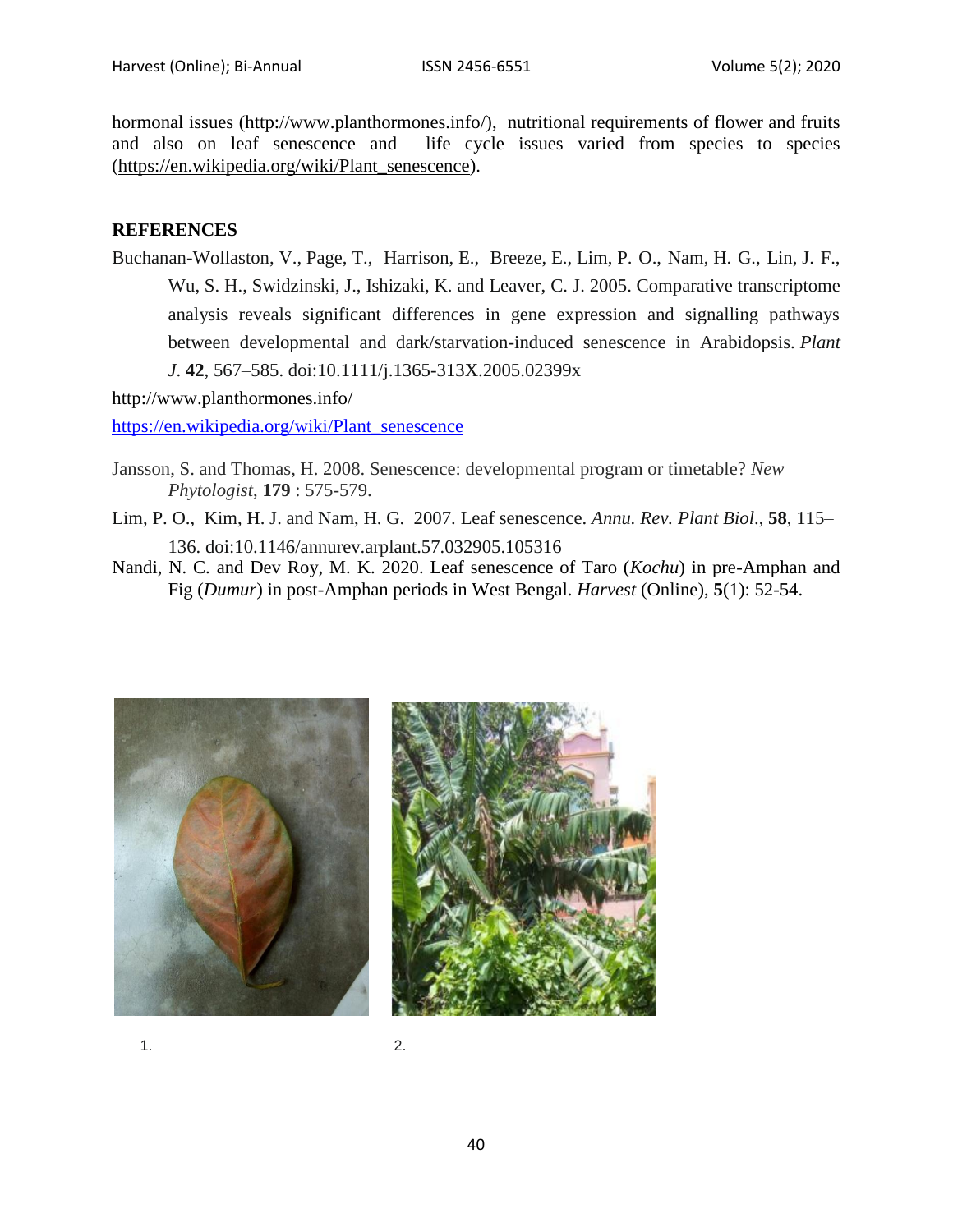hormonal issues (http://www.planthormones.info/), nutritional requirements of flower and fruits and also on leaf senescence and life cycle issues varied from species to species (https://en.wikipedia.org/wiki/Plant_senescence).

## REFERENCES

Buchanan-Wollaston, V., Page, T., Harrison, E., Breeze, E., Lim, P. O., Nam, H. G., Lin, J. F., Wu, S. H., Swidzinski, J., Ishizaki, K. and Leaver, C. J. 2005. Comparative transcriptome analysis reveals significant differences in gene expression and signalling pathways between developmental and dark/starvation-induced senescence in Arabidopsis. *Plant J*. **42**, 567–585. doi:10.1111/j.1365-313X.2005.02399x

http://www.planthormones.info/

https://en.wikipedia.org/wiki/Plant_senescence

Jansson, S. and Thomas, H. 2008. Senescence: developmental program or timetable? *New Phytologist*, **179** : 575-579.

Lim, P. O., Kim, H. J. and Nam, H. G. 2007. Leaf senescence. *Annu. Rev. Plant Biol*., **58**, 115–136. doi:10.1146/annurev.arplant.57.032905.105316

Nandi, N. C. and Dev Roy, M. K. 2020. Leaf senescence of Taro (*Kochu*) in pre-Amphan and Fig (*Dumur*) in post-Amphan periods in West Bengal. *Harvest* (Online), **5**(1): 52-54.

1.

2.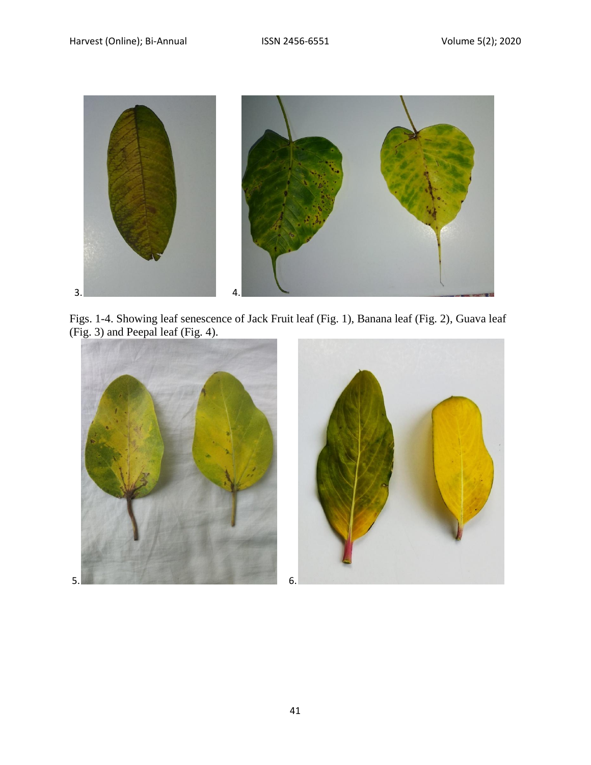3.

4.

Figs. 1-4. Showing leaf senescence of Jack Fruit leaf (Fig. 1), Banana leaf (Fig. 2), Guava leaf (Fig. 3) and Peepal leaf (Fig. 4).

5.

6.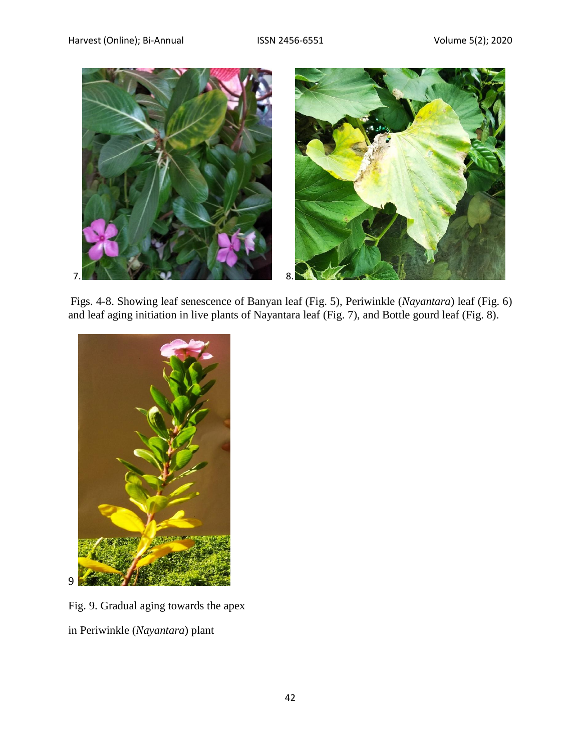7.

8.

Figs. 4-8. Showing leaf senescence of Banyan leaf (Fig. 5), Periwinkle (*Nayantara*) leaf (Fig. 6) and leaf aging initiation in live plants of Nayantara leaf (Fig. 7), and Bottle gourd leaf (Fig. 8).

9

Fig. 9. Gradual aging towards the apex

in Periwinkle (*Nayantara*) plant